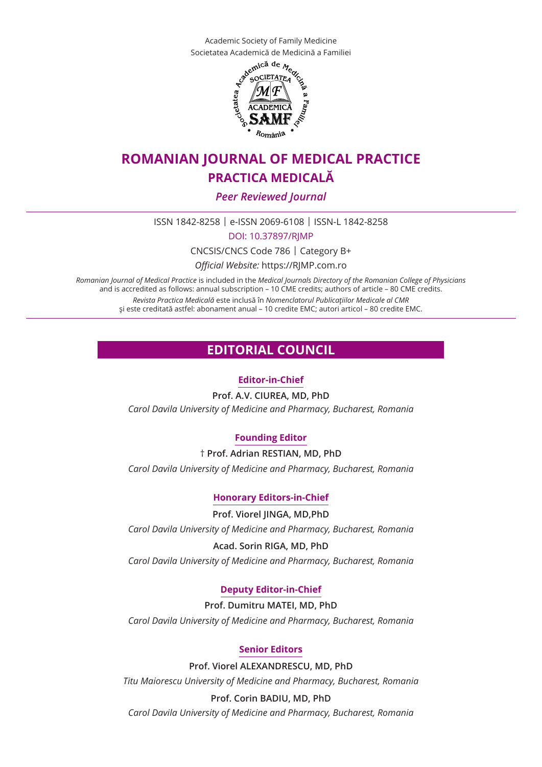Academic Society of Family Medicine
Societatea Academică de Medicină a Familiei

# ROMANIAN JOURNAL OF MEDICAL PRACTICE
## PRACTICA MEDICALĂ

*Peer Reviewed Journal*

ISSN 1842-8258 | e-ISSN 2069-6108 | ISSN-L 1842-8258

DOI: 10.37897/RJMP

CNCSIS/CNCS Code 786 | Category B+

*Official Website:* https://RJMP.com.ro

*Romanian Journal of Medical Practice* is included in the *Medical Journals Directory of the Romanian College of Physicians* and is accredited as follows: annual subscription – 10 CME credits; authors of article – 80 CME credits.

*Revista Practica Medicală* este inclusă în *Nomenclatorul Publicaţiilor Medicale al CMR* şi este creditată astfel: abonament anual – 10 credite EMC; autori articol – 80 credite EMC.

## EDITORIAL COUNCIL

### Editor-in-Chief

**Prof. A.V. CIUREA, MD, PhD**
*Carol Davila University of Medicine and Pharmacy, Bucharest, Romania*

### Founding Editor

† **Prof. Adrian RESTIAN, MD, PhD**
*Carol Davila University of Medicine and Pharmacy, Bucharest, Romania*

### Honorary Editors-in-Chief

**Prof. Viorel JINGA, MD,PhD**
*Carol Davila University of Medicine and Pharmacy, Bucharest, Romania*

**Acad. Sorin RIGA, MD, PhD**
*Carol Davila University of Medicine and Pharmacy, Bucharest, Romania*

### Deputy Editor-in-Chief

**Prof. Dumitru MATEI, MD, PhD**
*Carol Davila University of Medicine and Pharmacy, Bucharest, Romania*

### Senior Editors

**Prof. Viorel ALEXANDRESCU, MD, PhD**
*Titu Maiorescu University of Medicine and Pharmacy, Bucharest, Romania*

**Prof. Corin BADIU, MD, PhD**
*Carol Davila University of Medicine and Pharmacy, Bucharest, Romania*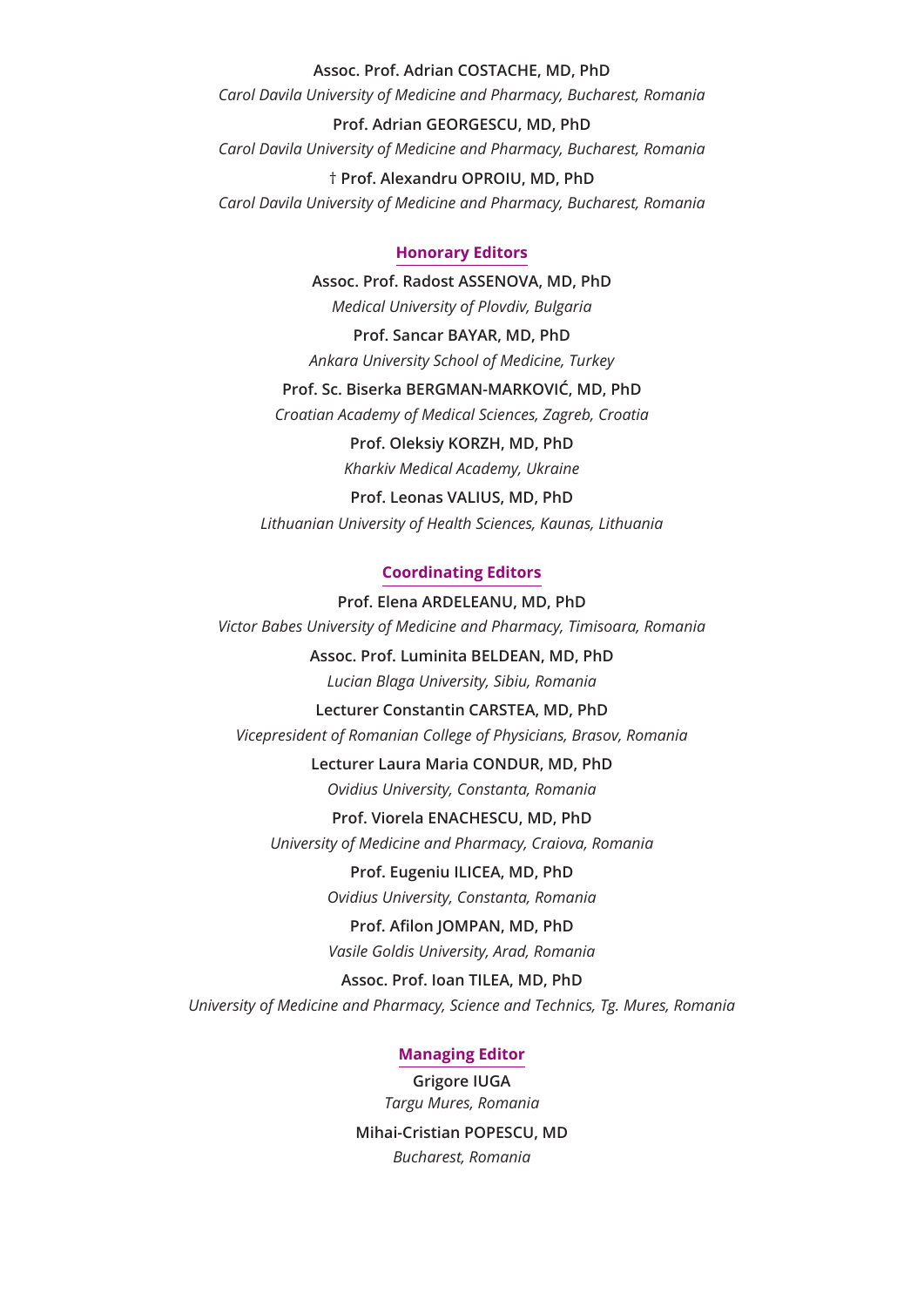**Assoc. Prof. Adrian COSTACHE, MD, PhD**
*Carol Davila University of Medicine and Pharmacy, Bucharest, Romania*

**Prof. Adrian GEORGESCU, MD, PhD**
*Carol Davila University of Medicine and Pharmacy, Bucharest, Romania*

† **Prof. Alexandru OPROIU, MD, PhD**
*Carol Davila University of Medicine and Pharmacy, Bucharest, Romania*

## Honorary Editors

**Assoc. Prof. Radost ASSENOVA, MD, PhD**
*Medical University of Plovdiv, Bulgaria*

**Prof. Sancar BAYAR, MD, PhD**
*Ankara University School of Medicine, Turkey*

**Prof. Sc. Biserka BERGMAN-MARKOVIĆ, MD, PhD**
*Croatian Academy of Medical Sciences, Zagreb, Croatia*

**Prof. Oleksiy KORZH, MD, PhD**
*Kharkiv Medical Academy, Ukraine*

**Prof. Leonas VALIUS, MD, PhD**
*Lithuanian University of Health Sciences, Kaunas, Lithuania*

## Coordinating Editors

**Prof. Elena ARDELEANU, MD, PhD**
*Victor Babes University of Medicine and Pharmacy, Timisoara, Romania*

**Assoc. Prof. Luminita BELDEAN, MD, PhD**
*Lucian Blaga University, Sibiu, Romania*

**Lecturer Constantin CARSTEA, MD, PhD**
*Vicepresident of Romanian College of Physicians, Brasov, Romania*

**Lecturer Laura Maria CONDUR, MD, PhD**
*Ovidius University, Constanta, Romania*

**Prof. Viorela ENACHESCU, MD, PhD**
*University of Medicine and Pharmacy, Craiova, Romania*

**Prof. Eugeniu ILICEA, MD, PhD**
*Ovidius University, Constanta, Romania*

**Prof. Afilon JOMPAN, MD, PhD**
*Vasile Goldis University, Arad, Romania*

**Assoc. Prof. Ioan TILEA, MD, PhD**
*University of Medicine and Pharmacy, Science and Technics, Tg. Mures, Romania*

## Managing Editor

**Grigore IUGA**
*Targu Mures, Romania*

**Mihai-Cristian POPESCU, MD**
*Bucharest, Romania*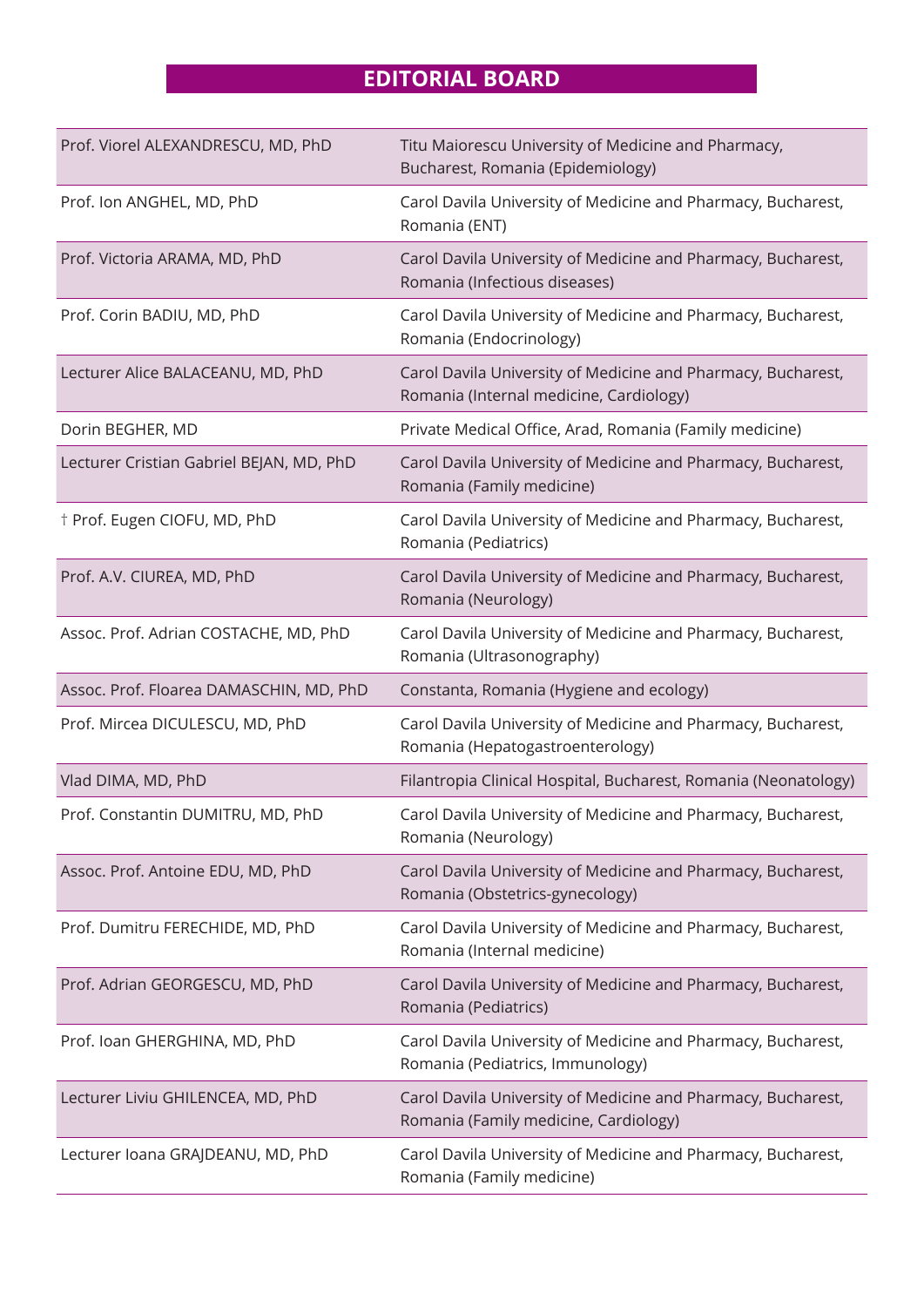## EDITORIAL BOARD

| | |
|---|---|
| Prof. Viorel ALEXANDRESCU, MD, PhD | Titu Maiorescu University of Medicine and Pharmacy, Bucharest, Romania (Epidemiology) |
| Prof. Ion ANGHEL, MD, PhD | Carol Davila University of Medicine and Pharmacy, Bucharest, Romania (ENT) |
| Prof. Victoria ARAMA, MD, PhD | Carol Davila University of Medicine and Pharmacy, Bucharest, Romania (Infectious diseases) |
| Prof. Corin BADIU, MD, PhD | Carol Davila University of Medicine and Pharmacy, Bucharest, Romania (Endocrinology) |
| Lecturer Alice BALACEANU, MD, PhD | Carol Davila University of Medicine and Pharmacy, Bucharest, Romania (Internal medicine, Cardiology) |
| Dorin BEGHER, MD | Private Medical Office, Arad, Romania (Family medicine) |
| Lecturer Cristian Gabriel BEJAN, MD, PhD | Carol Davila University of Medicine and Pharmacy, Bucharest, Romania (Family medicine) |
| † Prof. Eugen CIOFU, MD, PhD | Carol Davila University of Medicine and Pharmacy, Bucharest, Romania (Pediatrics) |
| Prof. A.V. CIUREA, MD, PhD | Carol Davila University of Medicine and Pharmacy, Bucharest, Romania (Neurology) |
| Assoc. Prof. Adrian COSTACHE, MD, PhD | Carol Davila University of Medicine and Pharmacy, Bucharest, Romania (Ultrasonography) |
| Assoc. Prof. Floarea DAMASCHIN, MD, PhD | Constanta, Romania (Hygiene and ecology) |
| Prof. Mircea DICULESCU, MD, PhD | Carol Davila University of Medicine and Pharmacy, Bucharest, Romania (Hepatogastroenterology) |
| Vlad DIMA, MD, PhD | Filantropia Clinical Hospital, Bucharest, Romania (Neonatology) |
| Prof. Constantin DUMITRU, MD, PhD | Carol Davila University of Medicine and Pharmacy, Bucharest, Romania (Neurology) |
| Assoc. Prof. Antoine EDU, MD, PhD | Carol Davila University of Medicine and Pharmacy, Bucharest, Romania (Obstetrics-gynecology) |
| Prof. Dumitru FERECHIDE, MD, PhD | Carol Davila University of Medicine and Pharmacy, Bucharest, Romania (Internal medicine) |
| Prof. Adrian GEORGESCU, MD, PhD | Carol Davila University of Medicine and Pharmacy, Bucharest, Romania (Pediatrics) |
| Prof. Ioan GHERGHINA, MD, PhD | Carol Davila University of Medicine and Pharmacy, Bucharest, Romania (Pediatrics, Immunology) |
| Lecturer Liviu GHILENCEA, MD, PhD | Carol Davila University of Medicine and Pharmacy, Bucharest, Romania (Family medicine, Cardiology) |
| Lecturer Ioana GRAJDEANU, MD, PhD | Carol Davila University of Medicine and Pharmacy, Bucharest, Romania (Family medicine) |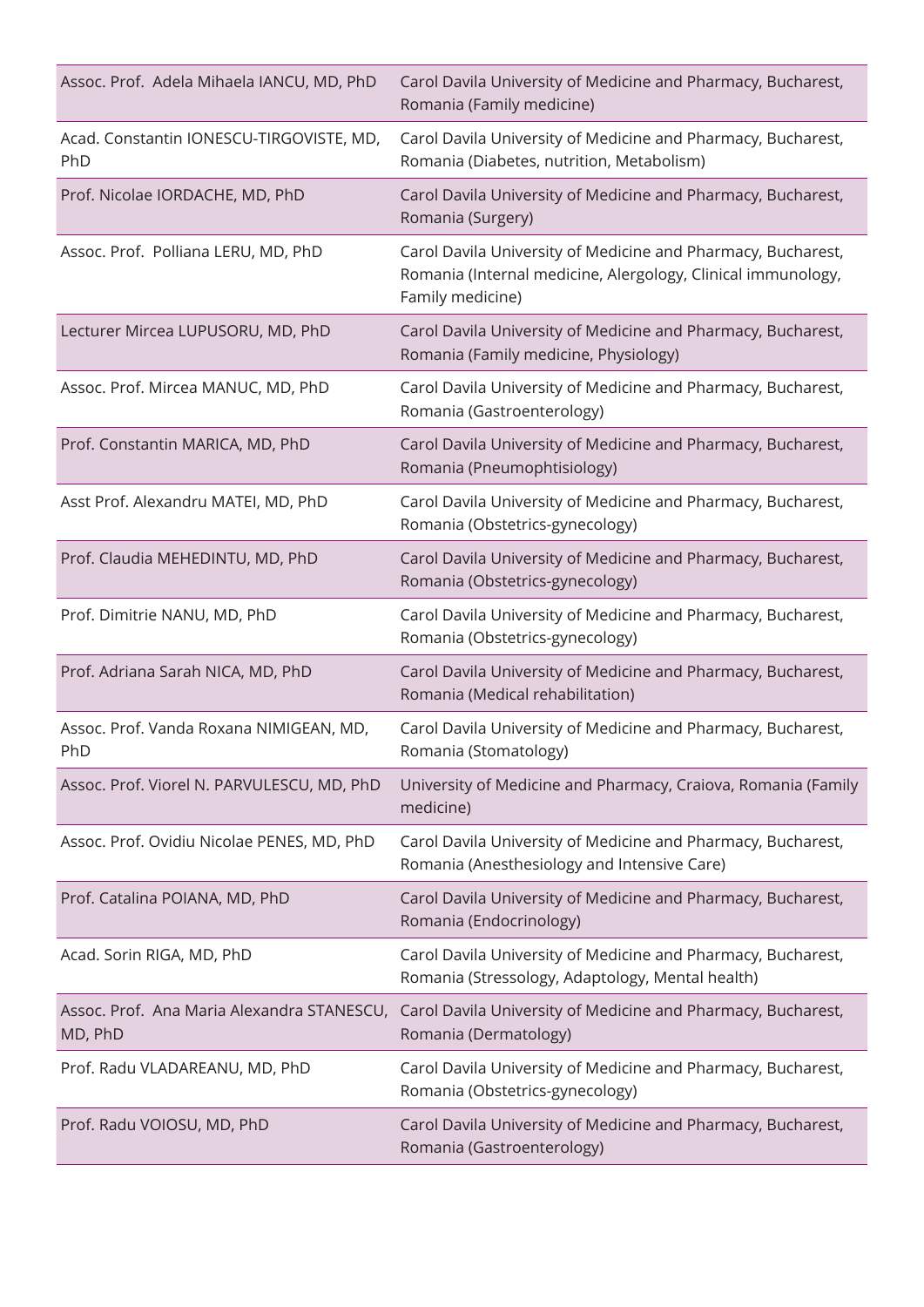| | |
|---|---|
| Assoc. Prof. Adela Mihaela IANCU, MD, PhD | Carol Davila University of Medicine and Pharmacy, Bucharest, Romania (Family medicine) |
| Acad. Constantin IONESCU-TIRGOVISTE, MD, PhD | Carol Davila University of Medicine and Pharmacy, Bucharest, Romania (Diabetes, nutrition, Metabolism) |
| Prof. Nicolae IORDACHE, MD, PhD | Carol Davila University of Medicine and Pharmacy, Bucharest, Romania (Surgery) |
| Assoc. Prof. Polliana LERU, MD, PhD | Carol Davila University of Medicine and Pharmacy, Bucharest, Romania (Internal medicine, Alergology, Clinical immunology, Family medicine) |
| Lecturer Mircea LUPUSORU, MD, PhD | Carol Davila University of Medicine and Pharmacy, Bucharest, Romania (Family medicine, Physiology) |
| Assoc. Prof. Mircea MANUC, MD, PhD | Carol Davila University of Medicine and Pharmacy, Bucharest, Romania (Gastroenterology) |
| Prof. Constantin MARICA, MD, PhD | Carol Davila University of Medicine and Pharmacy, Bucharest, Romania (Pneumophtisiology) |
| Asst Prof. Alexandru MATEI, MD, PhD | Carol Davila University of Medicine and Pharmacy, Bucharest, Romania (Obstetrics-gynecology) |
| Prof. Claudia MEHEDINTU, MD, PhD | Carol Davila University of Medicine and Pharmacy, Bucharest, Romania (Obstetrics-gynecology) |
| Prof. Dimitrie NANU, MD, PhD | Carol Davila University of Medicine and Pharmacy, Bucharest, Romania (Obstetrics-gynecology) |
| Prof. Adriana Sarah NICA, MD, PhD | Carol Davila University of Medicine and Pharmacy, Bucharest, Romania (Medical rehabilitation) |
| Assoc. Prof. Vanda Roxana NIMIGEAN, MD, PhD | Carol Davila University of Medicine and Pharmacy, Bucharest, Romania (Stomatology) |
| Assoc. Prof. Viorel N. PARVULESCU, MD, PhD | University of Medicine and Pharmacy, Craiova, Romania (Family medicine) |
| Assoc. Prof. Ovidiu Nicolae PENES, MD, PhD | Carol Davila University of Medicine and Pharmacy, Bucharest, Romania (Anesthesiology and Intensive Care) |
| Prof. Catalina POIANA, MD, PhD | Carol Davila University of Medicine and Pharmacy, Bucharest, Romania (Endocrinology) |
| Acad. Sorin RIGA, MD, PhD | Carol Davila University of Medicine and Pharmacy, Bucharest, Romania (Stressology, Adaptology, Mental health) |
| Assoc. Prof. Ana Maria Alexandra STANESCU, MD, PhD | Carol Davila University of Medicine and Pharmacy, Bucharest, Romania (Dermatology) |
| Prof. Radu VLADAREANU, MD, PhD | Carol Davila University of Medicine and Pharmacy, Bucharest, Romania (Obstetrics-gynecology) |
| Prof. Radu VOIOSU, MD, PhD | Carol Davila University of Medicine and Pharmacy, Bucharest, Romania (Gastroenterology) |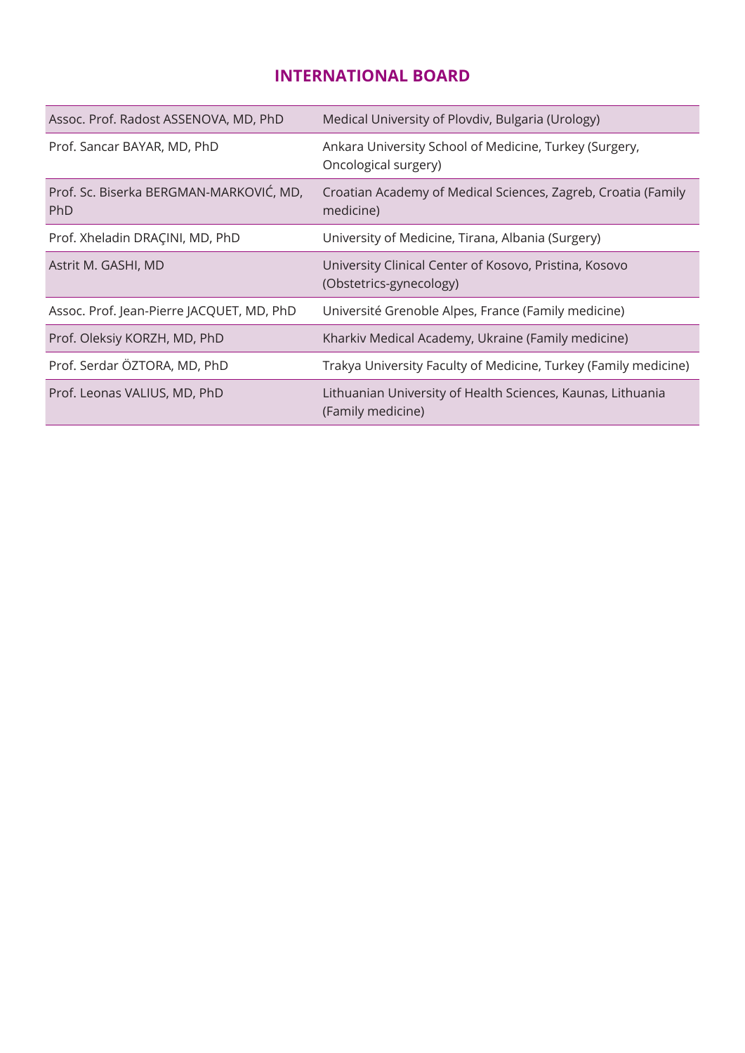## INTERNATIONAL BOARD

| | |
|---|---|
| Assoc. Prof. Radost ASSENOVA, MD, PhD | Medical University of Plovdiv, Bulgaria (Urology) |
| Prof. Sancar BAYAR, MD, PhD | Ankara University School of Medicine, Turkey (Surgery, Oncological surgery) |
| Prof. Sc. Biserka BERGMAN-MARKOVIĆ, MD, PhD | Croatian Academy of Medical Sciences, Zagreb, Croatia (Family medicine) |
| Prof. Xheladin DRAÇINI, MD, PhD | University of Medicine, Tirana, Albania (Surgery) |
| Astrit M. GASHI, MD | University Clinical Center of Kosovo, Pristina, Kosovo (Obstetrics-gynecology) |
| Assoc. Prof. Jean-Pierre JACQUET, MD, PhD | Université Grenoble Alpes, France (Family medicine) |
| Prof. Oleksiy KORZH, MD, PhD | Kharkiv Medical Academy, Ukraine (Family medicine) |
| Prof. Serdar ÖZTORA, MD, PhD | Trakya University Faculty of Medicine, Turkey (Family medicine) |
| Prof. Leonas VALIUS, MD, PhD | Lithuanian University of Health Sciences, Kaunas, Lithuania (Family medicine) |